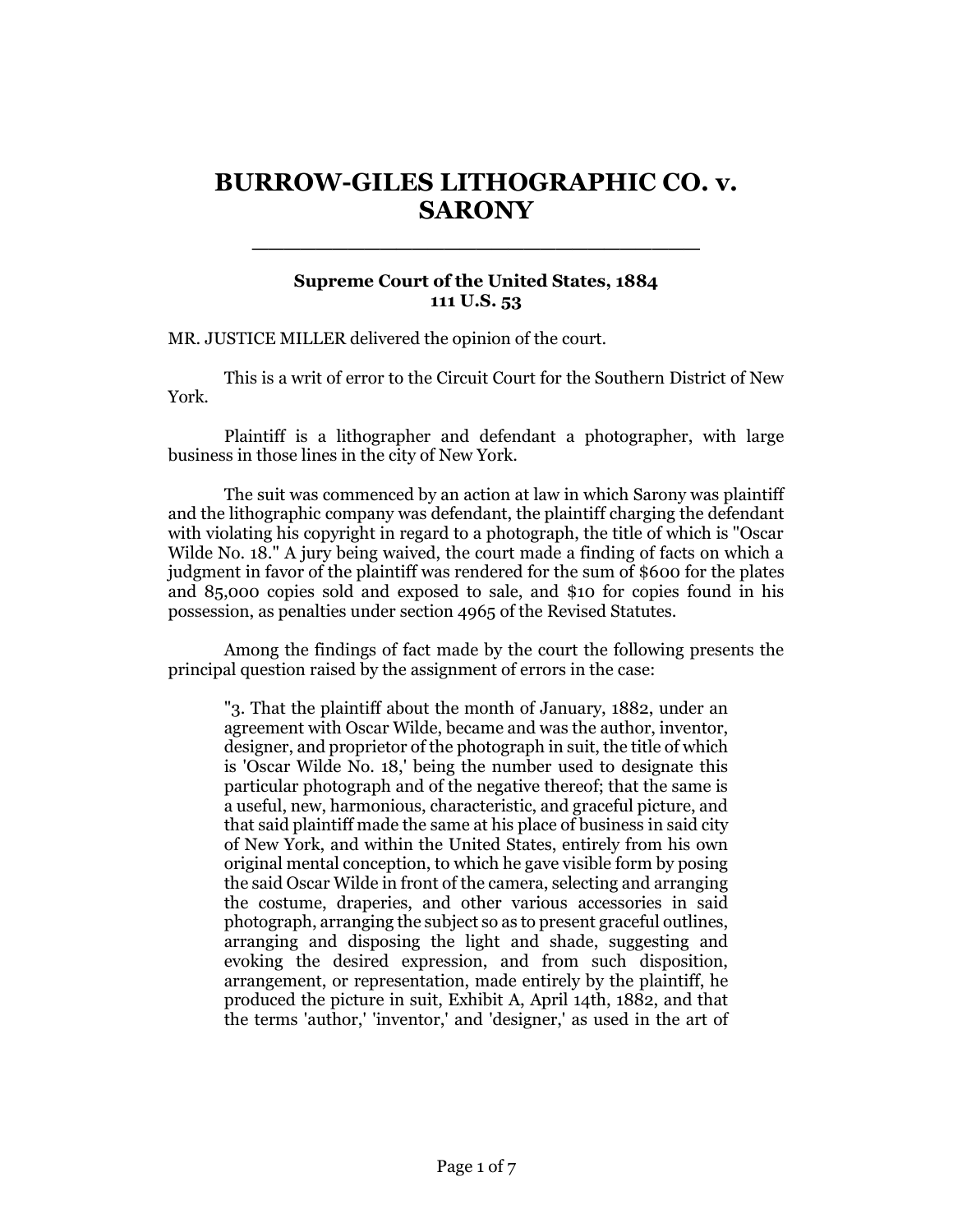# BURROW-GILES LITHOGRAPHIC CO. v. SARONY

**Supreme Court of the United States, 1884**
**111 U.S. 53**

MR. JUSTICE MILLER delivered the opinion of the court.

This is a writ of error to the Circuit Court for the Southern District of New York.

Plaintiff is a lithographer and defendant a photographer, with large business in those lines in the city of New York.

The suit was commenced by an action at law in which Sarony was plaintiff and the lithographic company was defendant, the plaintiff charging the defendant with violating his copyright in regard to a photograph, the title of which is "Oscar Wilde No. 18." A jury being waived, the court made a finding of facts on which a judgment in favor of the plaintiff was rendered for the sum of $600 for the plates and 85,000 copies sold and exposed to sale, and $10 for copies found in his possession, as penalties under section 4965 of the Revised Statutes.

Among the findings of fact made by the court the following presents the principal question raised by the assignment of errors in the case:

> "3. That the plaintiff about the month of January, 1882, under an agreement with Oscar Wilde, became and was the author, inventor, designer, and proprietor of the photograph in suit, the title of which is 'Oscar Wilde No. 18,' being the number used to designate this particular photograph and of the negative thereof; that the same is a useful, new, harmonious, characteristic, and graceful picture, and that said plaintiff made the same at his place of business in said city of New York, and within the United States, entirely from his own original mental conception, to which he gave visible form by posing the said Oscar Wilde in front of the camera, selecting and arranging the costume, draperies, and other various accessories in said photograph, arranging the subject so as to present graceful outlines, arranging and disposing the light and shade, suggesting and evoking the desired expression, and from such disposition, arrangement, or representation, made entirely by the plaintiff, he produced the picture in suit, Exhibit A, April 14th, 1882, and that the terms 'author,' 'inventor,' and 'designer,' as used in the art of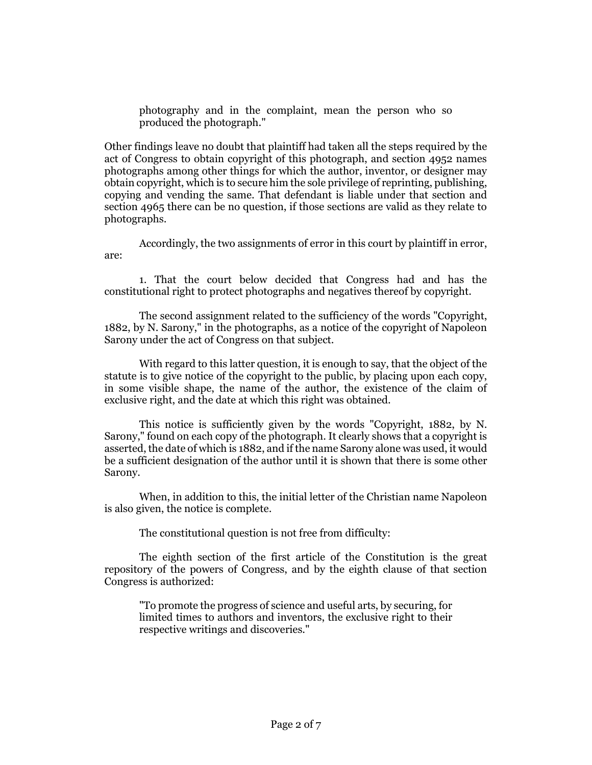> photography and in the complaint, mean the person who so produced the photograph."

Other findings leave no doubt that plaintiff had taken all the steps required by the act of Congress to obtain copyright of this photograph, and section 4952 names photographs among other things for which the author, inventor, or designer may obtain copyright, which is to secure him the sole privilege of reprinting, publishing, copying and vending the same. That defendant is liable under that section and section 4965 there can be no question, if those sections are valid as they relate to photographs.

Accordingly, the two assignments of error in this court by plaintiff in error, are:

1. That the court below decided that Congress had and has the constitutional right to protect photographs and negatives thereof by copyright.

The second assignment related to the sufficiency of the words "Copyright, 1882, by N. Sarony," in the photographs, as a notice of the copyright of Napoleon Sarony under the act of Congress on that subject.

With regard to this latter question, it is enough to say, that the object of the statute is to give notice of the copyright to the public, by placing upon each copy, in some visible shape, the name of the author, the existence of the claim of exclusive right, and the date at which this right was obtained.

This notice is sufficiently given by the words "Copyright, 1882, by N. Sarony," found on each copy of the photograph. It clearly shows that a copyright is asserted, the date of which is 1882, and if the name Sarony alone was used, it would be a sufficient designation of the author until it is shown that there is some other Sarony.

When, in addition to this, the initial letter of the Christian name Napoleon is also given, the notice is complete.

The constitutional question is not free from difficulty:

The eighth section of the first article of the Constitution is the great repository of the powers of Congress, and by the eighth clause of that section Congress is authorized:

> "To promote the progress of science and useful arts, by securing, for limited times to authors and inventors, the exclusive right to their respective writings and discoveries."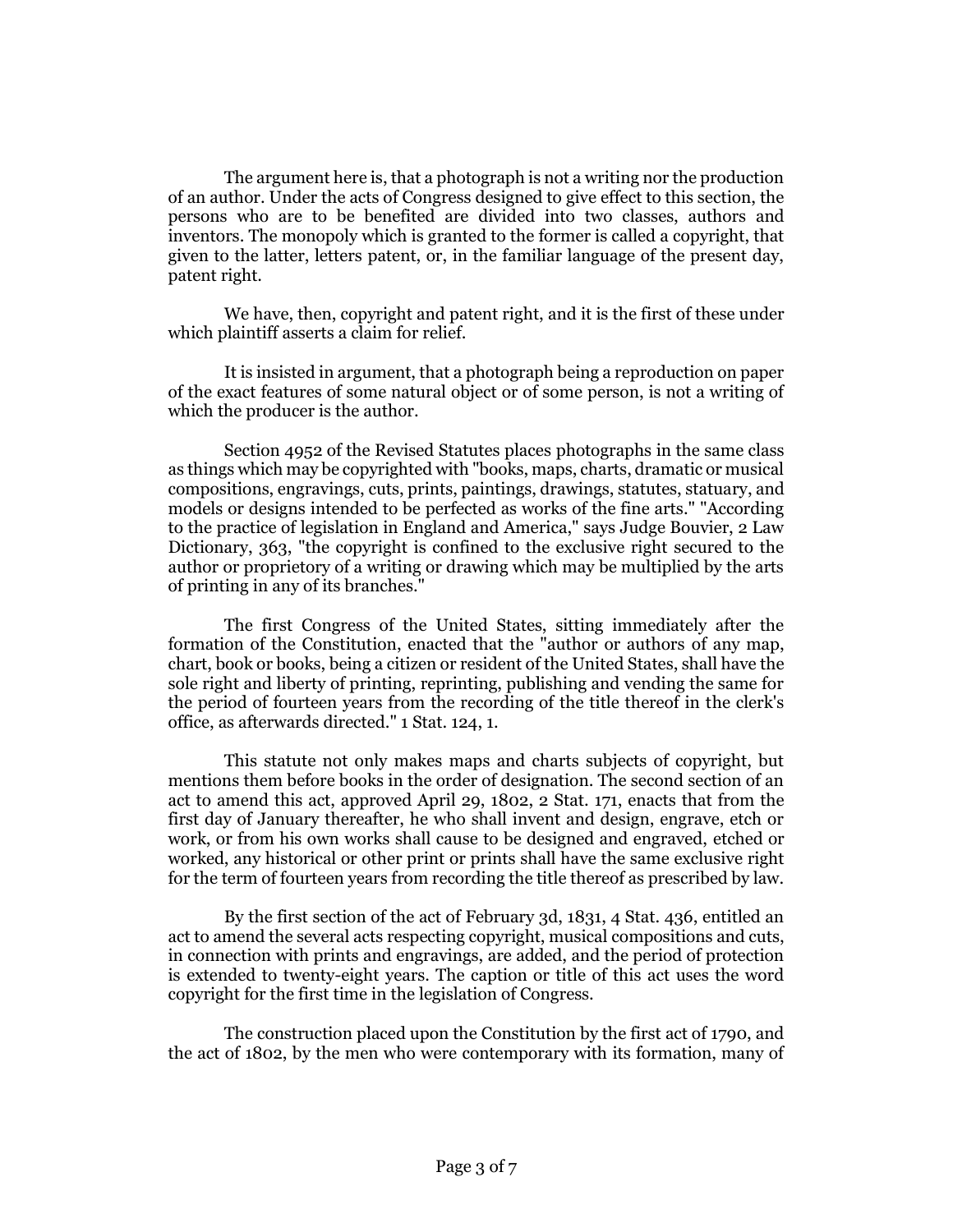The argument here is, that a photograph is not a writing nor the production of an author. Under the acts of Congress designed to give effect to this section, the persons who are to be benefited are divided into two classes, authors and inventors. The monopoly which is granted to the former is called a copyright, that given to the latter, letters patent, or, in the familiar language of the present day, patent right.

We have, then, copyright and patent right, and it is the first of these under which plaintiff asserts a claim for relief.

It is insisted in argument, that a photograph being a reproduction on paper of the exact features of some natural object or of some person, is not a writing of which the producer is the author.

Section 4952 of the Revised Statutes places photographs in the same class as things which may be copyrighted with "books, maps, charts, dramatic or musical compositions, engravings, cuts, prints, paintings, drawings, statutes, statuary, and models or designs intended to be perfected as works of the fine arts." "According to the practice of legislation in England and America," says Judge Bouvier, 2 Law Dictionary, 363, "the copyright is confined to the exclusive right secured to the author or proprietory of a writing or drawing which may be multiplied by the arts of printing in any of its branches."

The first Congress of the United States, sitting immediately after the formation of the Constitution, enacted that the "author or authors of any map, chart, book or books, being a citizen or resident of the United States, shall have the sole right and liberty of printing, reprinting, publishing and vending the same for the period of fourteen years from the recording of the title thereof in the clerk's office, as afterwards directed." 1 Stat. 124, 1.

This statute not only makes maps and charts subjects of copyright, but mentions them before books in the order of designation. The second section of an act to amend this act, approved April 29, 1802, 2 Stat. 171, enacts that from the first day of January thereafter, he who shall invent and design, engrave, etch or work, or from his own works shall cause to be designed and engraved, etched or worked, any historical or other print or prints shall have the same exclusive right for the term of fourteen years from recording the title thereof as prescribed by law.

By the first section of the act of February 3d, 1831, 4 Stat. 436, entitled an act to amend the several acts respecting copyright, musical compositions and cuts, in connection with prints and engravings, are added, and the period of protection is extended to twenty-eight years. The caption or title of this act uses the word copyright for the first time in the legislation of Congress.

The construction placed upon the Constitution by the first act of 1790, and the act of 1802, by the men who were contemporary with its formation, many of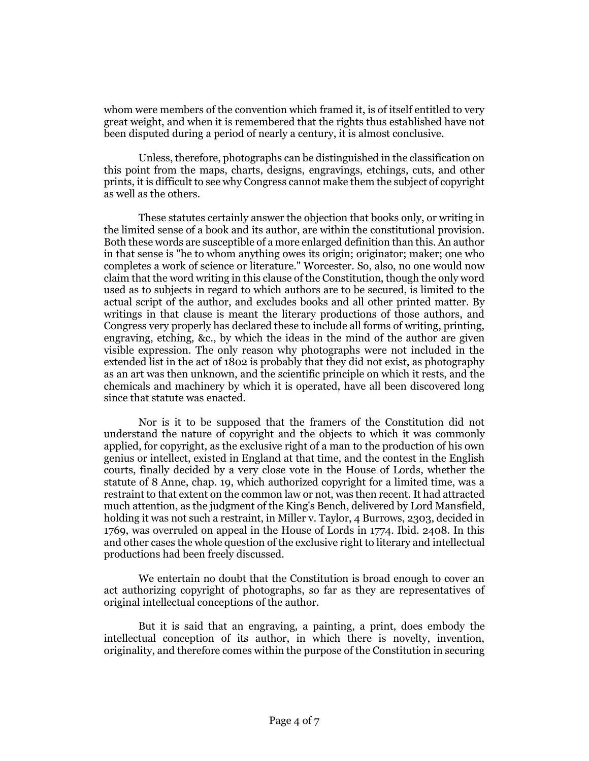whom were members of the convention which framed it, is of itself entitled to very great weight, and when it is remembered that the rights thus established have not been disputed during a period of nearly a century, it is almost conclusive.

Unless, therefore, photographs can be distinguished in the classification on this point from the maps, charts, designs, engravings, etchings, cuts, and other prints, it is difficult to see why Congress cannot make them the subject of copyright as well as the others.

These statutes certainly answer the objection that books only, or writing in the limited sense of a book and its author, are within the constitutional provision. Both these words are susceptible of a more enlarged definition than this. An author in that sense is "he to whom anything owes its origin; originator; maker; one who completes a work of science or literature." Worcester. So, also, no one would now claim that the word writing in this clause of the Constitution, though the only word used as to subjects in regard to which authors are to be secured, is limited to the actual script of the author, and excludes books and all other printed matter. By writings in that clause is meant the literary productions of those authors, and Congress very properly has declared these to include all forms of writing, printing, engraving, etching, &c., by which the ideas in the mind of the author are given visible expression. The only reason why photographs were not included in the extended list in the act of 1802 is probably that they did not exist, as photography as an art was then unknown, and the scientific principle on which it rests, and the chemicals and machinery by which it is operated, have all been discovered long since that statute was enacted.

Nor is it to be supposed that the framers of the Constitution did not understand the nature of copyright and the objects to which it was commonly applied, for copyright, as the exclusive right of a man to the production of his own genius or intellect, existed in England at that time, and the contest in the English courts, finally decided by a very close vote in the House of Lords, whether the statute of 8 Anne, chap. 19, which authorized copyright for a limited time, was a restraint to that extent on the common law or not, was then recent. It had attracted much attention, as the judgment of the King's Bench, delivered by Lord Mansfield, holding it was not such a restraint, in Miller v. Taylor, 4 Burrows, 2303, decided in 1769, was overruled on appeal in the House of Lords in 1774. Ibid. 2408. In this and other cases the whole question of the exclusive right to literary and intellectual productions had been freely discussed.

We entertain no doubt that the Constitution is broad enough to cover an act authorizing copyright of photographs, so far as they are representatives of original intellectual conceptions of the author.

But it is said that an engraving, a painting, a print, does embody the intellectual conception of its author, in which there is novelty, invention, originality, and therefore comes within the purpose of the Constitution in securing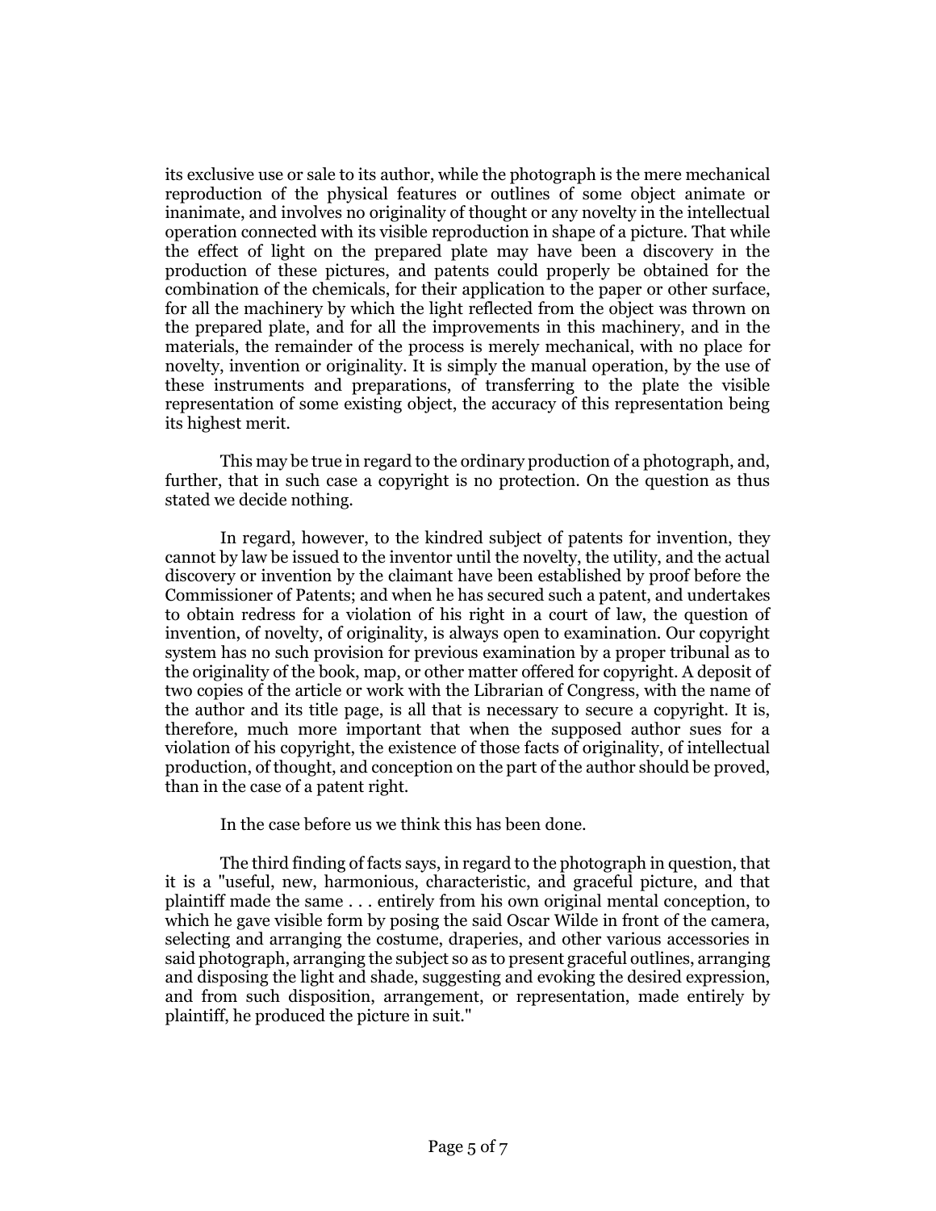its exclusive use or sale to its author, while the photograph is the mere mechanical reproduction of the physical features or outlines of some object animate or inanimate, and involves no originality of thought or any novelty in the intellectual operation connected with its visible reproduction in shape of a picture. That while the effect of light on the prepared plate may have been a discovery in the production of these pictures, and patents could properly be obtained for the combination of the chemicals, for their application to the paper or other surface, for all the machinery by which the light reflected from the object was thrown on the prepared plate, and for all the improvements in this machinery, and in the materials, the remainder of the process is merely mechanical, with no place for novelty, invention or originality. It is simply the manual operation, by the use of these instruments and preparations, of transferring to the plate the visible representation of some existing object, the accuracy of this representation being its highest merit.

This may be true in regard to the ordinary production of a photograph, and, further, that in such case a copyright is no protection. On the question as thus stated we decide nothing.

In regard, however, to the kindred subject of patents for invention, they cannot by law be issued to the inventor until the novelty, the utility, and the actual discovery or invention by the claimant have been established by proof before the Commissioner of Patents; and when he has secured such a patent, and undertakes to obtain redress for a violation of his right in a court of law, the question of invention, of novelty, of originality, is always open to examination. Our copyright system has no such provision for previous examination by a proper tribunal as to the originality of the book, map, or other matter offered for copyright. A deposit of two copies of the article or work with the Librarian of Congress, with the name of the author and its title page, is all that is necessary to secure a copyright. It is, therefore, much more important that when the supposed author sues for a violation of his copyright, the existence of those facts of originality, of intellectual production, of thought, and conception on the part of the author should be proved, than in the case of a patent right.

In the case before us we think this has been done.

The third finding of facts says, in regard to the photograph in question, that it is a "useful, new, harmonious, characteristic, and graceful picture, and that plaintiff made the same . . . entirely from his own original mental conception, to which he gave visible form by posing the said Oscar Wilde in front of the camera, selecting and arranging the costume, draperies, and other various accessories in said photograph, arranging the subject so as to present graceful outlines, arranging and disposing the light and shade, suggesting and evoking the desired expression, and from such disposition, arrangement, or representation, made entirely by plaintiff, he produced the picture in suit."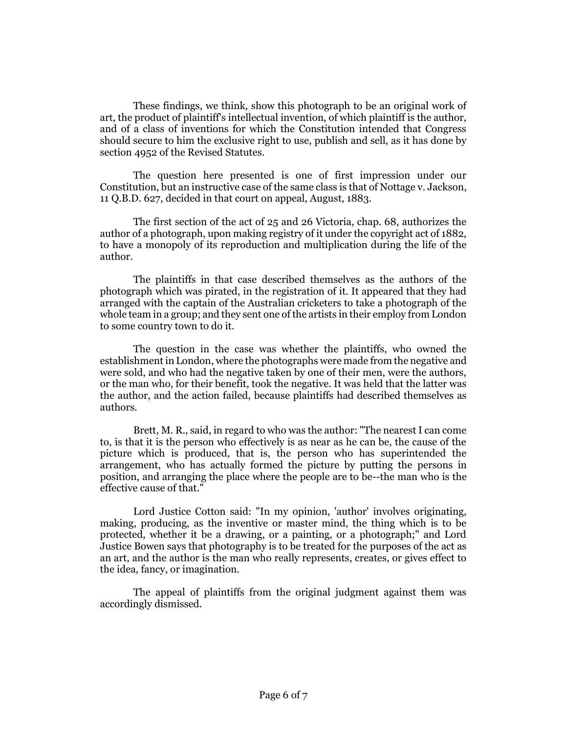These findings, we think, show this photograph to be an original work of art, the product of plaintiff's intellectual invention, of which plaintiff is the author, and of a class of inventions for which the Constitution intended that Congress should secure to him the exclusive right to use, publish and sell, as it has done by section 4952 of the Revised Statutes.

The question here presented is one of first impression under our Constitution, but an instructive case of the same class is that of Nottage v. Jackson, 11 Q.B.D. 627, decided in that court on appeal, August, 1883.

The first section of the act of 25 and 26 Victoria, chap. 68, authorizes the author of a photograph, upon making registry of it under the copyright act of 1882, to have a monopoly of its reproduction and multiplication during the life of the author.

The plaintiffs in that case described themselves as the authors of the photograph which was pirated, in the registration of it. It appeared that they had arranged with the captain of the Australian cricketers to take a photograph of the whole team in a group; and they sent one of the artists in their employ from London to some country town to do it.

The question in the case was whether the plaintiffs, who owned the establishment in London, where the photographs were made from the negative and were sold, and who had the negative taken by one of their men, were the authors, or the man who, for their benefit, took the negative. It was held that the latter was the author, and the action failed, because plaintiffs had described themselves as authors.

Brett, M. R., said, in regard to who was the author: "The nearest I can come to, is that it is the person who effectively is as near as he can be, the cause of the picture which is produced, that is, the person who has superintended the arrangement, who has actually formed the picture by putting the persons in position, and arranging the place where the people are to be--the man who is the effective cause of that."

Lord Justice Cotton said: "In my opinion, 'author' involves originating, making, producing, as the inventive or master mind, the thing which is to be protected, whether it be a drawing, or a painting, or a photograph;" and Lord Justice Bowen says that photography is to be treated for the purposes of the act as an art, and the author is the man who really represents, creates, or gives effect to the idea, fancy, or imagination.

The appeal of plaintiffs from the original judgment against them was accordingly dismissed.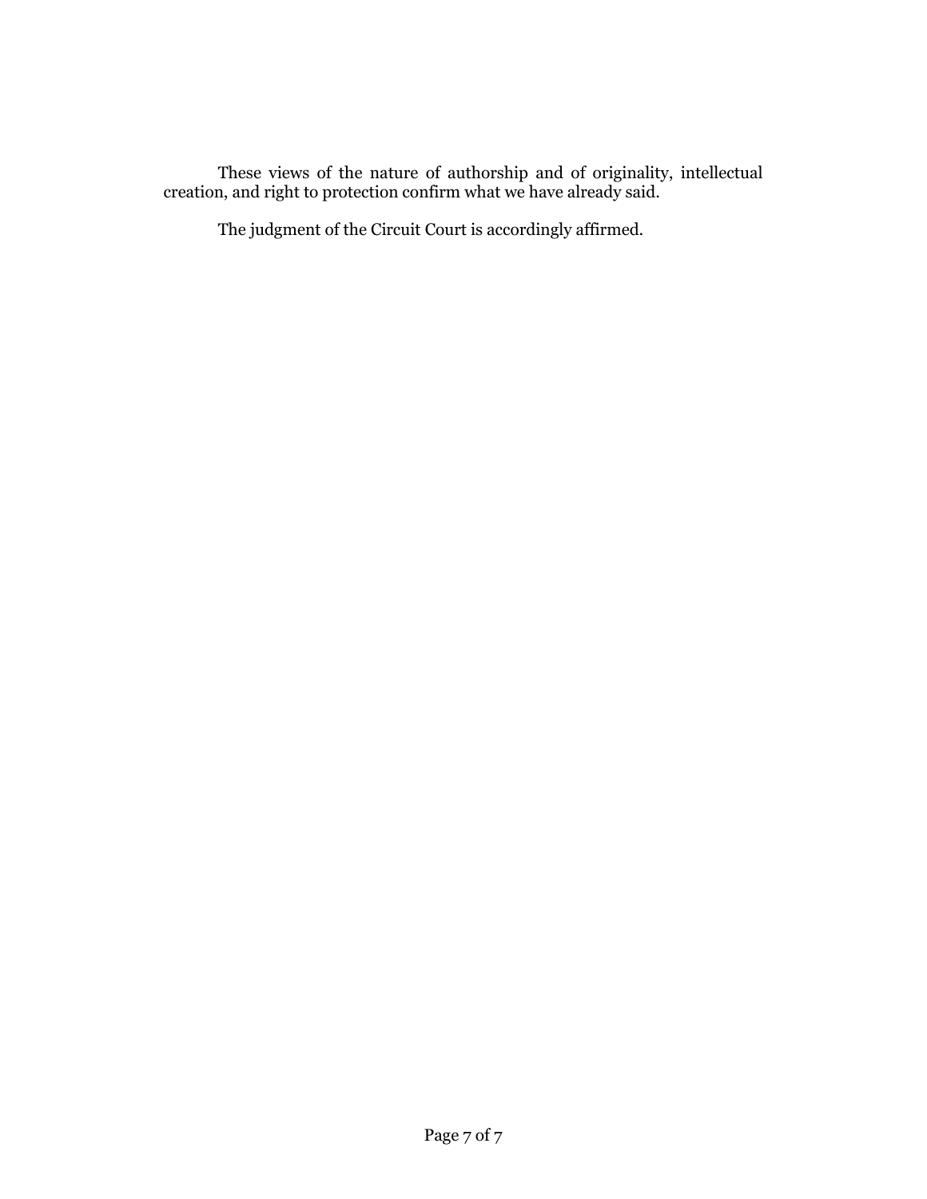These views of the nature of authorship and of originality, intellectual creation, and right to protection confirm what we have already said.

The judgment of the Circuit Court is accordingly affirmed.